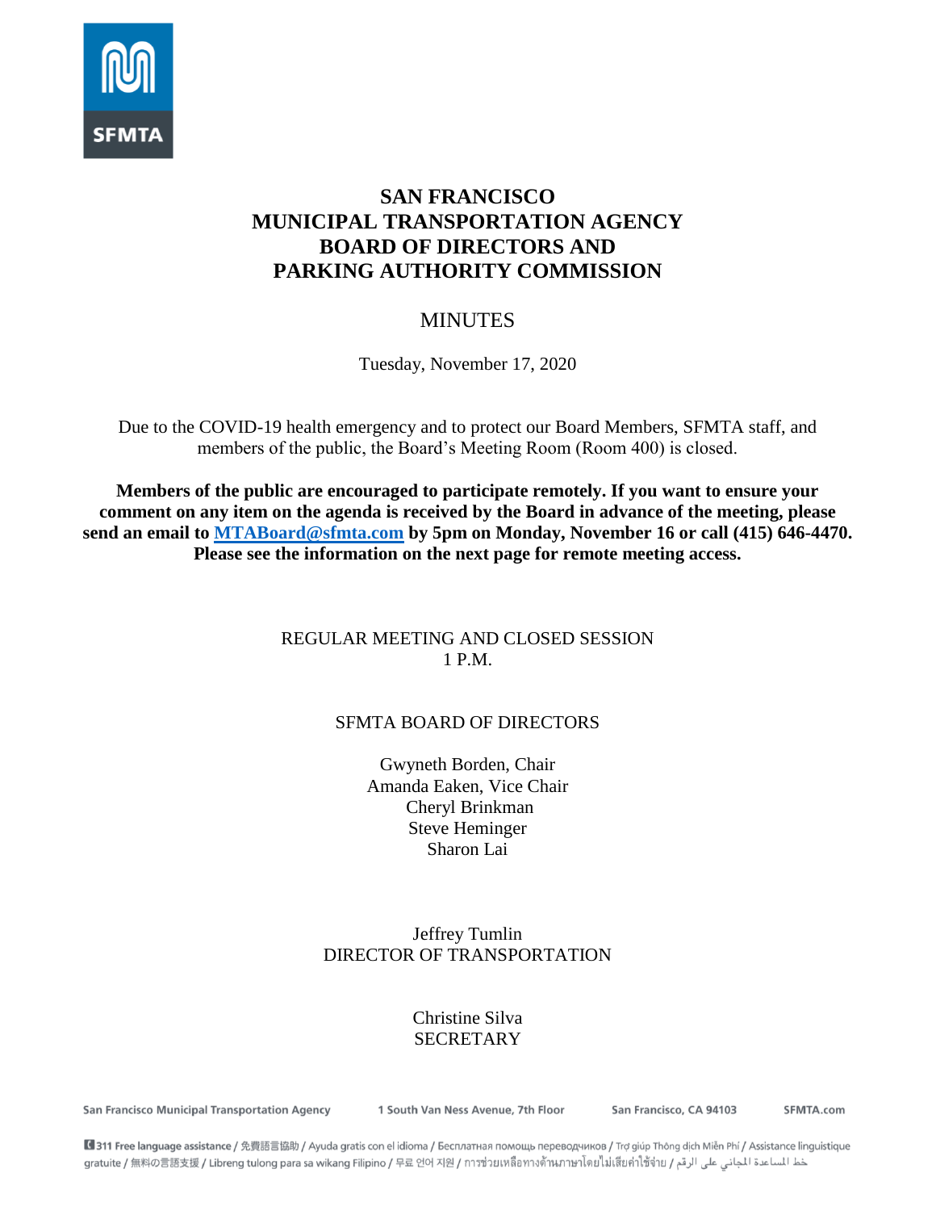SFMTA

# SAN FRANCISCO MUNICIPAL TRANSPORTATION AGENCY BOARD OF DIRECTORS AND PARKING AUTHORITY COMMISSION

## MINUTES

Tuesday, November 17, 2020

Due to the COVID-19 health emergency and to protect our Board Members, SFMTA staff, and members of the public, the Board's Meeting Room (Room 400) is closed.

**Members of the public are encouraged to participate remotely. If you want to ensure your comment on any item on the agenda is received by the Board in advance of the meeting, please send an email to [MTABoard@sfmta.com](mailto:MTABoard@sfmta.com) by 5pm on Monday, November 16 or call (415) 646-4470. Please see the information on the next page for remote meeting access.**

REGULAR MEETING AND CLOSED SESSION
1 P.M.

SFMTA BOARD OF DIRECTORS

Gwyneth Borden, Chair
Amanda Eaken, Vice Chair
Cheryl Brinkman
Steve Heminger
Sharon Lai

Jeffrey Tumlin
DIRECTOR OF TRANSPORTATION

Christine Silva
SECRETARY

San Francisco Municipal Transportation Agency | 1 South Van Ness Avenue, 7th Floor | San Francisco, CA 94103 | SFMTA.com

311 Free language assistance / 免費語言協助 / Ayuda gratis con el idioma / Бесплатная помощь переводчиков / Trợ giúp Thông dịch Miễn Phí / Assistance linguistique gratuite / 無料の言語支援 / Libreng tulong para sa wikang Filipino / 무료 언어 지원 / การช่วยเหลือทางด้านภาษาโดยไม่เสียค่าใช้จ่าย / خط المساعدة المجاني على الرقم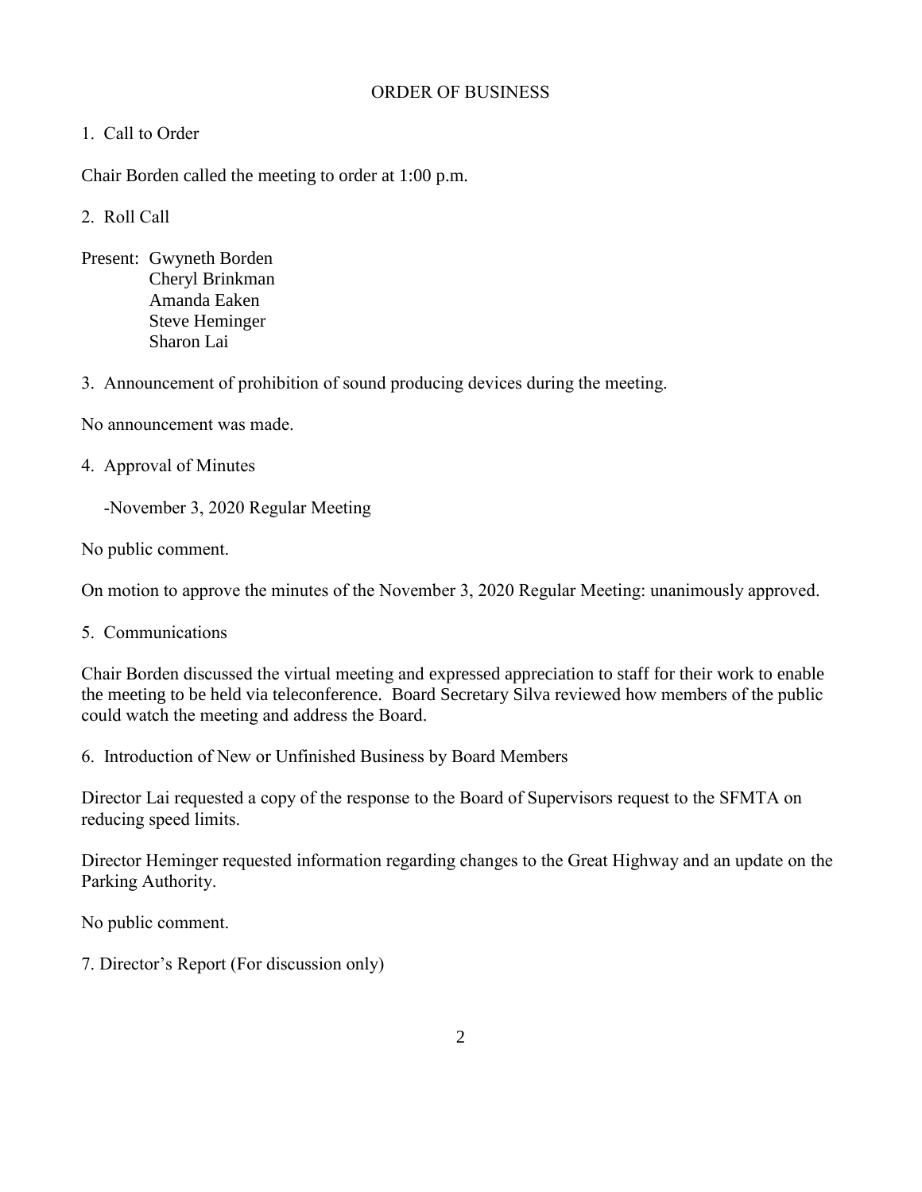## ORDER OF BUSINESS

1. Call to Order

Chair Borden called the meeting to order at 1:00 p.m.

2. Roll Call

Present: Gwyneth Borden
Cheryl Brinkman
Amanda Eaken
Steve Heminger
Sharon Lai

3. Announcement of prohibition of sound producing devices during the meeting.

No announcement was made.

4. Approval of Minutes

-November 3, 2020 Regular Meeting

No public comment.

On motion to approve the minutes of the November 3, 2020 Regular Meeting: unanimously approved.

5. Communications

Chair Borden discussed the virtual meeting and expressed appreciation to staff for their work to enable the meeting to be held via teleconference. Board Secretary Silva reviewed how members of the public could watch the meeting and address the Board.

6. Introduction of New or Unfinished Business by Board Members

Director Lai requested a copy of the response to the Board of Supervisors request to the SFMTA on reducing speed limits.

Director Heminger requested information regarding changes to the Great Highway and an update on the Parking Authority.

No public comment.

7. Director's Report (For discussion only)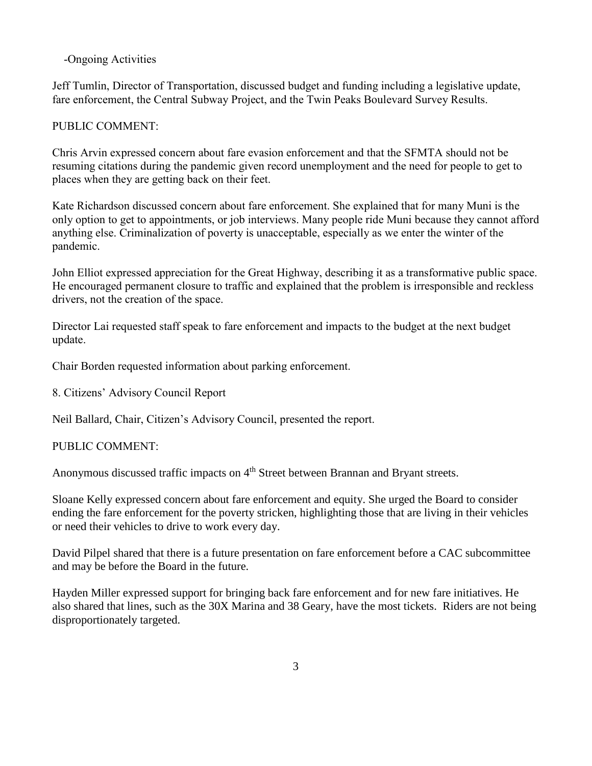-Ongoing Activities

Jeff Tumlin, Director of Transportation, discussed budget and funding including a legislative update, fare enforcement, the Central Subway Project, and the Twin Peaks Boulevard Survey Results.

PUBLIC COMMENT:

Chris Arvin expressed concern about fare evasion enforcement and that the SFMTA should not be resuming citations during the pandemic given record unemployment and the need for people to get to places when they are getting back on their feet.

Kate Richardson discussed concern about fare enforcement. She explained that for many Muni is the only option to get to appointments, or job interviews. Many people ride Muni because they cannot afford anything else. Criminalization of poverty is unacceptable, especially as we enter the winter of the pandemic.

John Elliot expressed appreciation for the Great Highway, describing it as a transformative public space. He encouraged permanent closure to traffic and explained that the problem is irresponsible and reckless drivers, not the creation of the space.

Director Lai requested staff speak to fare enforcement and impacts to the budget at the next budget update.

Chair Borden requested information about parking enforcement.

8. Citizens' Advisory Council Report

Neil Ballard, Chair, Citizen's Advisory Council, presented the report.

PUBLIC COMMENT:

Anonymous discussed traffic impacts on 4th Street between Brannan and Bryant streets.

Sloane Kelly expressed concern about fare enforcement and equity. She urged the Board to consider ending the fare enforcement for the poverty stricken, highlighting those that are living in their vehicles or need their vehicles to drive to work every day.

David Pilpel shared that there is a future presentation on fare enforcement before a CAC subcommittee and may be before the Board in the future.

Hayden Miller expressed support for bringing back fare enforcement and for new fare initiatives. He also shared that lines, such as the 30X Marina and 38 Geary, have the most tickets. Riders are not being disproportionately targeted.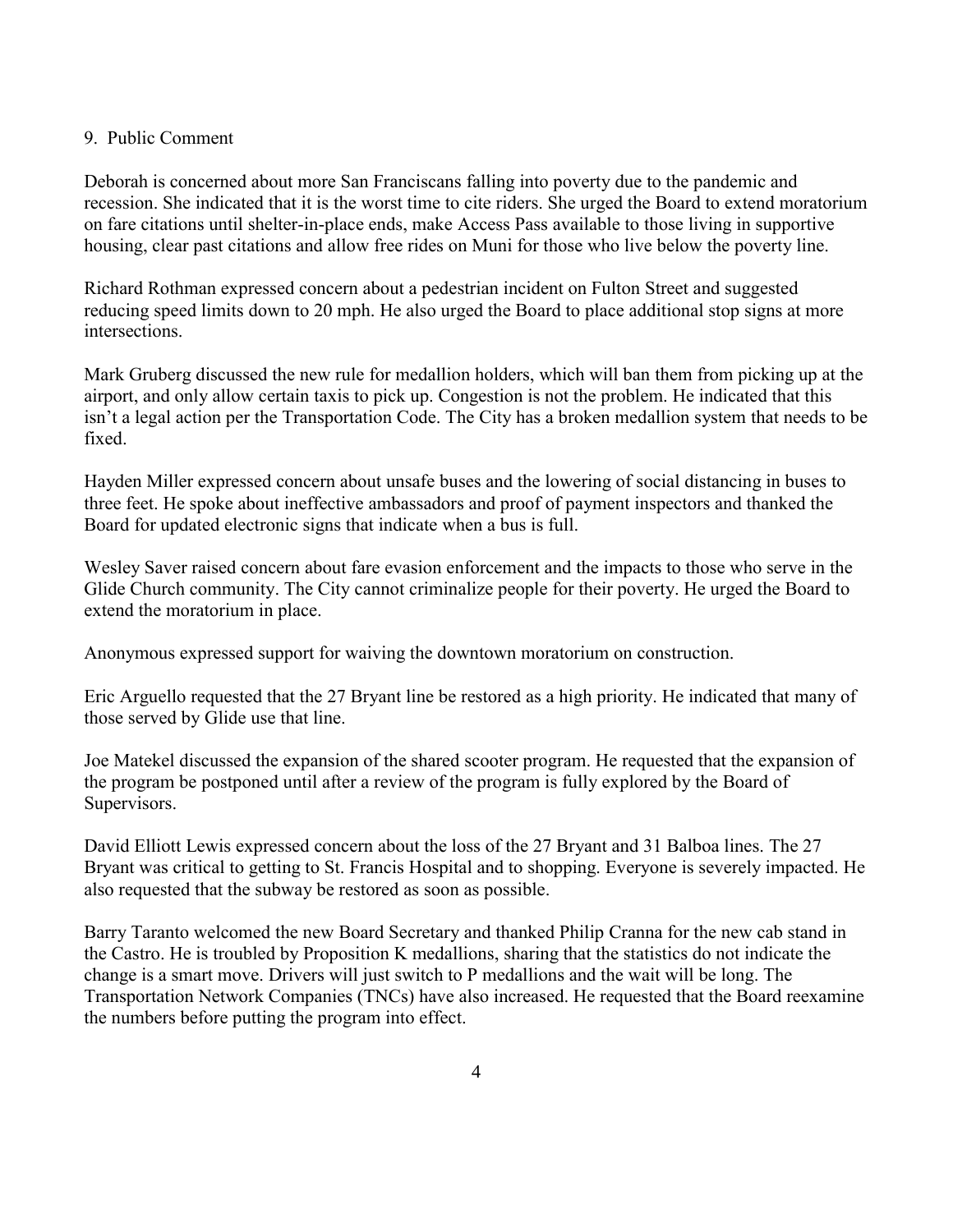9. Public Comment

Deborah is concerned about more San Franciscans falling into poverty due to the pandemic and recession. She indicated that it is the worst time to cite riders. She urged the Board to extend moratorium on fare citations until shelter-in-place ends, make Access Pass available to those living in supportive housing, clear past citations and allow free rides on Muni for those who live below the poverty line.

Richard Rothman expressed concern about a pedestrian incident on Fulton Street and suggested reducing speed limits down to 20 mph. He also urged the Board to place additional stop signs at more intersections.

Mark Gruberg discussed the new rule for medallion holders, which will ban them from picking up at the airport, and only allow certain taxis to pick up. Congestion is not the problem. He indicated that this isn't a legal action per the Transportation Code. The City has a broken medallion system that needs to be fixed.

Hayden Miller expressed concern about unsafe buses and the lowering of social distancing in buses to three feet. He spoke about ineffective ambassadors and proof of payment inspectors and thanked the Board for updated electronic signs that indicate when a bus is full.

Wesley Saver raised concern about fare evasion enforcement and the impacts to those who serve in the Glide Church community. The City cannot criminalize people for their poverty. He urged the Board to extend the moratorium in place.

Anonymous expressed support for waiving the downtown moratorium on construction.

Eric Arguello requested that the 27 Bryant line be restored as a high priority. He indicated that many of those served by Glide use that line.

Joe Matekel discussed the expansion of the shared scooter program. He requested that the expansion of the program be postponed until after a review of the program is fully explored by the Board of Supervisors.

David Elliott Lewis expressed concern about the loss of the 27 Bryant and 31 Balboa lines. The 27 Bryant was critical to getting to St. Francis Hospital and to shopping. Everyone is severely impacted. He also requested that the subway be restored as soon as possible.

Barry Taranto welcomed the new Board Secretary and thanked Philip Cranna for the new cab stand in the Castro. He is troubled by Proposition K medallions, sharing that the statistics do not indicate the change is a smart move. Drivers will just switch to P medallions and the wait will be long. The Transportation Network Companies (TNCs) have also increased. He requested that the Board reexamine the numbers before putting the program into effect.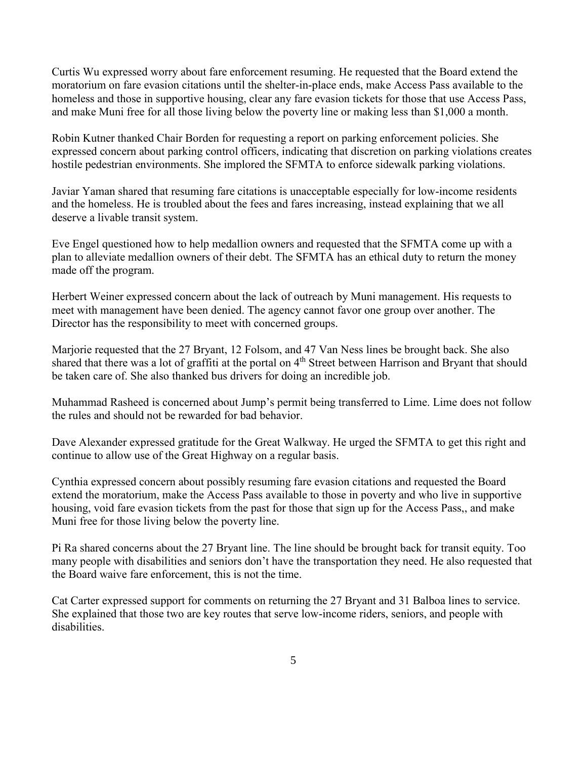Curtis Wu expressed worry about fare enforcement resuming. He requested that the Board extend the moratorium on fare evasion citations until the shelter-in-place ends, make Access Pass available to the homeless and those in supportive housing, clear any fare evasion tickets for those that use Access Pass, and make Muni free for all those living below the poverty line or making less than $1,000 a month.

Robin Kutner thanked Chair Borden for requesting a report on parking enforcement policies. She expressed concern about parking control officers, indicating that discretion on parking violations creates hostile pedestrian environments. She implored the SFMTA to enforce sidewalk parking violations.

Javiar Yaman shared that resuming fare citations is unacceptable especially for low-income residents and the homeless. He is troubled about the fees and fares increasing, instead explaining that we all deserve a livable transit system.

Eve Engel questioned how to help medallion owners and requested that the SFMTA come up with a plan to alleviate medallion owners of their debt. The SFMTA has an ethical duty to return the money made off the program.

Herbert Weiner expressed concern about the lack of outreach by Muni management. His requests to meet with management have been denied. The agency cannot favor one group over another. The Director has the responsibility to meet with concerned groups.

Marjorie requested that the 27 Bryant, 12 Folsom, and 47 Van Ness lines be brought back. She also shared that there was a lot of graffiti at the portal on 4th Street between Harrison and Bryant that should be taken care of. She also thanked bus drivers for doing an incredible job.

Muhammad Rasheed is concerned about Jump's permit being transferred to Lime. Lime does not follow the rules and should not be rewarded for bad behavior.

Dave Alexander expressed gratitude for the Great Walkway. He urged the SFMTA to get this right and continue to allow use of the Great Highway on a regular basis.

Cynthia expressed concern about possibly resuming fare evasion citations and requested the Board extend the moratorium, make the Access Pass available to those in poverty and who live in supportive housing, void fare evasion tickets from the past for those that sign up for the Access Pass,, and make Muni free for those living below the poverty line.

Pi Ra shared concerns about the 27 Bryant line. The line should be brought back for transit equity. Too many people with disabilities and seniors don't have the transportation they need. He also requested that the Board waive fare enforcement, this is not the time.

Cat Carter expressed support for comments on returning the 27 Bryant and 31 Balboa lines to service. She explained that those two are key routes that serve low-income riders, seniors, and people with disabilities.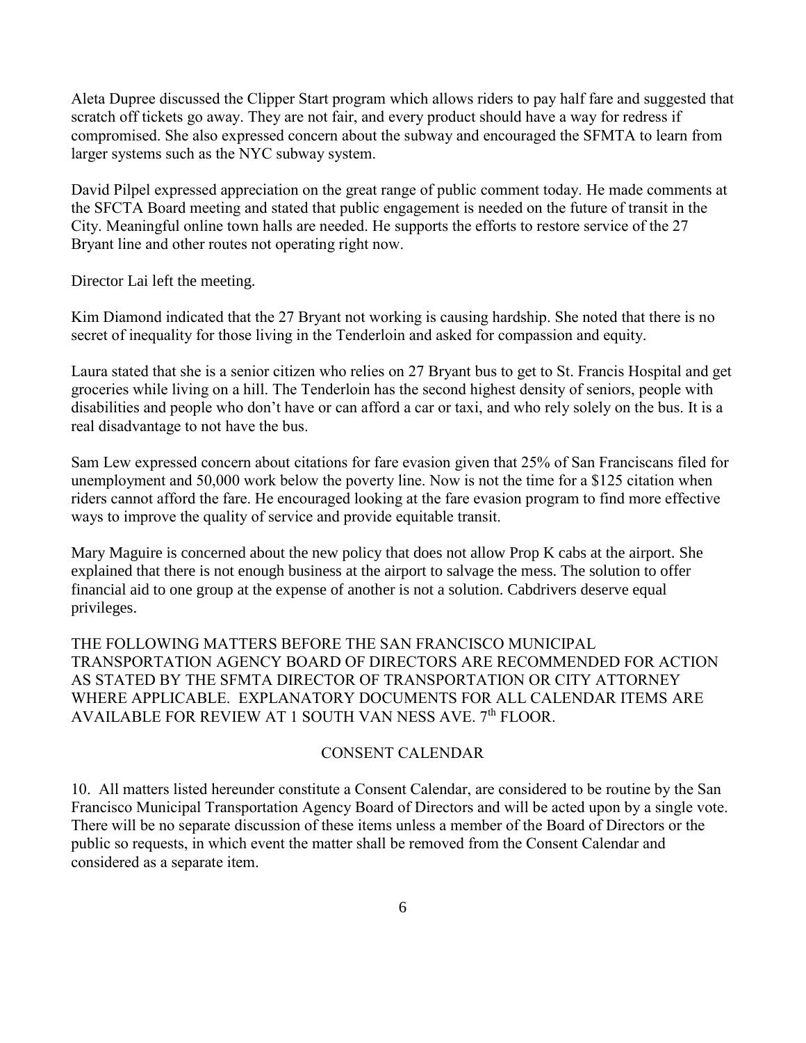Aleta Dupree discussed the Clipper Start program which allows riders to pay half fare and suggested that scratch off tickets go away. They are not fair, and every product should have a way for redress if compromised. She also expressed concern about the subway and encouraged the SFMTA to learn from larger systems such as the NYC subway system.

David Pilpel expressed appreciation on the great range of public comment today. He made comments at the SFCTA Board meeting and stated that public engagement is needed on the future of transit in the City. Meaningful online town halls are needed. He supports the efforts to restore service of the 27 Bryant line and other routes not operating right now.

Director Lai left the meeting.

Kim Diamond indicated that the 27 Bryant not working is causing hardship. She noted that there is no secret of inequality for those living in the Tenderloin and asked for compassion and equity.

Laura stated that she is a senior citizen who relies on 27 Bryant bus to get to St. Francis Hospital and get groceries while living on a hill. The Tenderloin has the second highest density of seniors, people with disabilities and people who don't have or can afford a car or taxi, and who rely solely on the bus. It is a real disadvantage to not have the bus.

Sam Lew expressed concern about citations for fare evasion given that 25% of San Franciscans filed for unemployment and 50,000 work below the poverty line. Now is not the time for a $125 citation when riders cannot afford the fare. He encouraged looking at the fare evasion program to find more effective ways to improve the quality of service and provide equitable transit.

Mary Maguire is concerned about the new policy that does not allow Prop K cabs at the airport. She explained that there is not enough business at the airport to salvage the mess. The solution to offer financial aid to one group at the expense of another is not a solution. Cabdrivers deserve equal privileges.

THE FOLLOWING MATTERS BEFORE THE SAN FRANCISCO MUNICIPAL TRANSPORTATION AGENCY BOARD OF DIRECTORS ARE RECOMMENDED FOR ACTION AS STATED BY THE SFMTA DIRECTOR OF TRANSPORTATION OR CITY ATTORNEY WHERE APPLICABLE. EXPLANATORY DOCUMENTS FOR ALL CALENDAR ITEMS ARE AVAILABLE FOR REVIEW AT 1 SOUTH VAN NESS AVE. 7th FLOOR.

## CONSENT CALENDAR

10. All matters listed hereunder constitute a Consent Calendar, are considered to be routine by the San Francisco Municipal Transportation Agency Board of Directors and will be acted upon by a single vote. There will be no separate discussion of these items unless a member of the Board of Directors or the public so requests, in which event the matter shall be removed from the Consent Calendar and considered as a separate item.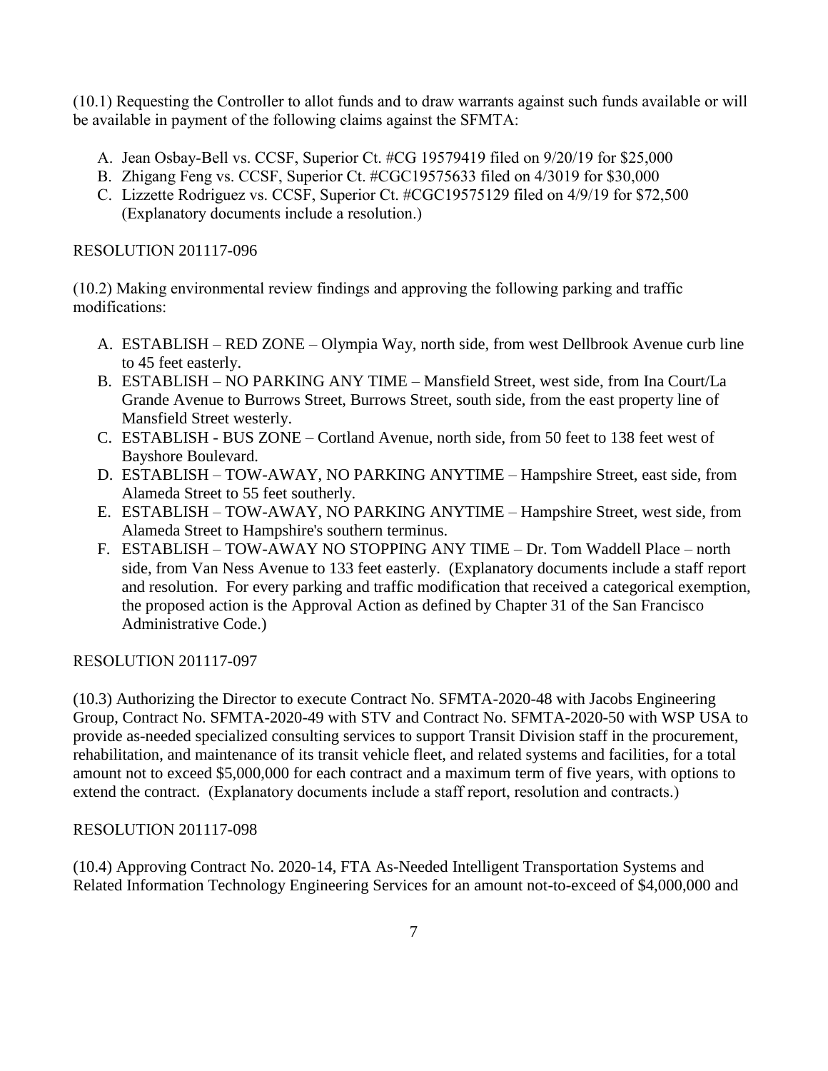(10.1) Requesting the Controller to allot funds and to draw warrants against such funds available or will be available in payment of the following claims against the SFMTA:

A. Jean Osbay-Bell vs. CCSF, Superior Ct. #CG 19579419 filed on 9/20/19 for $25,000
B. Zhigang Feng vs. CCSF, Superior Ct. #CGC19575633 filed on 4/3019 for $30,000
C. Lizzette Rodriguez vs. CCSF, Superior Ct. #CGC19575129 filed on 4/9/19 for $72,500 (Explanatory documents include a resolution.)

RESOLUTION 201117-096

(10.2) Making environmental review findings and approving the following parking and traffic modifications:

A. ESTABLISH – RED ZONE – Olympia Way, north side, from west Dellbrook Avenue curb line to 45 feet easterly.
B. ESTABLISH – NO PARKING ANY TIME – Mansfield Street, west side, from Ina Court/La Grande Avenue to Burrows Street, Burrows Street, south side, from the east property line of Mansfield Street westerly.
C. ESTABLISH - BUS ZONE – Cortland Avenue, north side, from 50 feet to 138 feet west of Bayshore Boulevard.
D. ESTABLISH – TOW-AWAY, NO PARKING ANYTIME – Hampshire Street, east side, from Alameda Street to 55 feet southerly.
E. ESTABLISH – TOW-AWAY, NO PARKING ANYTIME – Hampshire Street, west side, from Alameda Street to Hampshire's southern terminus.
F. ESTABLISH – TOW-AWAY NO STOPPING ANY TIME – Dr. Tom Waddell Place – north side, from Van Ness Avenue to 133 feet easterly. (Explanatory documents include a staff report and resolution. For every parking and traffic modification that received a categorical exemption, the proposed action is the Approval Action as defined by Chapter 31 of the San Francisco Administrative Code.)

RESOLUTION 201117-097

(10.3) Authorizing the Director to execute Contract No. SFMTA-2020-48 with Jacobs Engineering Group, Contract No. SFMTA-2020-49 with STV and Contract No. SFMTA-2020-50 with WSP USA to provide as-needed specialized consulting services to support Transit Division staff in the procurement, rehabilitation, and maintenance of its transit vehicle fleet, and related systems and facilities, for a total amount not to exceed $5,000,000 for each contract and a maximum term of five years, with options to extend the contract. (Explanatory documents include a staff report, resolution and contracts.)

RESOLUTION 201117-098

(10.4) Approving Contract No. 2020-14, FTA As-Needed Intelligent Transportation Systems and Related Information Technology Engineering Services for an amount not-to-exceed of $4,000,000 and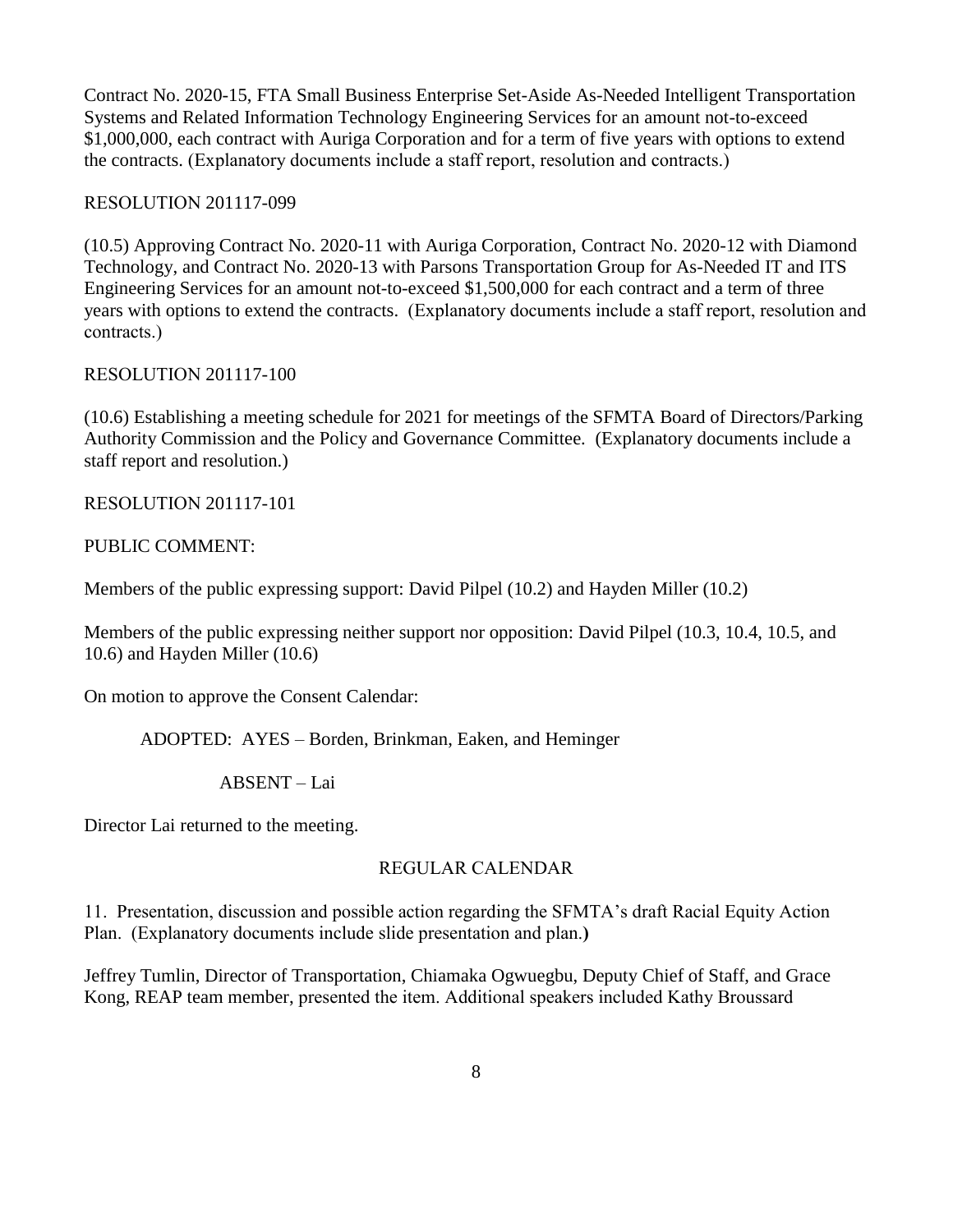Contract No. 2020-15, FTA Small Business Enterprise Set-Aside As-Needed Intelligent Transportation Systems and Related Information Technology Engineering Services for an amount not-to-exceed $1,000,000, each contract with Auriga Corporation and for a term of five years with options to extend the contracts. (Explanatory documents include a staff report, resolution and contracts.)

RESOLUTION 201117-099

(10.5) Approving Contract No. 2020-11 with Auriga Corporation, Contract No. 2020-12 with Diamond Technology, and Contract No. 2020-13 with Parsons Transportation Group for As-Needed IT and ITS Engineering Services for an amount not-to-exceed $1,500,000 for each contract and a term of three years with options to extend the contracts. (Explanatory documents include a staff report, resolution and contracts.)

RESOLUTION 201117-100

(10.6) Establishing a meeting schedule for 2021 for meetings of the SFMTA Board of Directors/Parking Authority Commission and the Policy and Governance Committee. (Explanatory documents include a staff report and resolution.)

RESOLUTION 201117-101

PUBLIC COMMENT:

Members of the public expressing support: David Pilpel (10.2) and Hayden Miller (10.2)

Members of the public expressing neither support nor opposition: David Pilpel (10.3, 10.4, 10.5, and 10.6) and Hayden Miller (10.6)

On motion to approve the Consent Calendar:

ADOPTED: AYES – Borden, Brinkman, Eaken, and Heminger

ABSENT – Lai

Director Lai returned to the meeting.

## REGULAR CALENDAR

11. Presentation, discussion and possible action regarding the SFMTA's draft Racial Equity Action Plan. (Explanatory documents include slide presentation and plan.)

Jeffrey Tumlin, Director of Transportation, Chiamaka Ogwuegbu, Deputy Chief of Staff, and Grace Kong, REAP team member, presented the item. Additional speakers included Kathy Broussard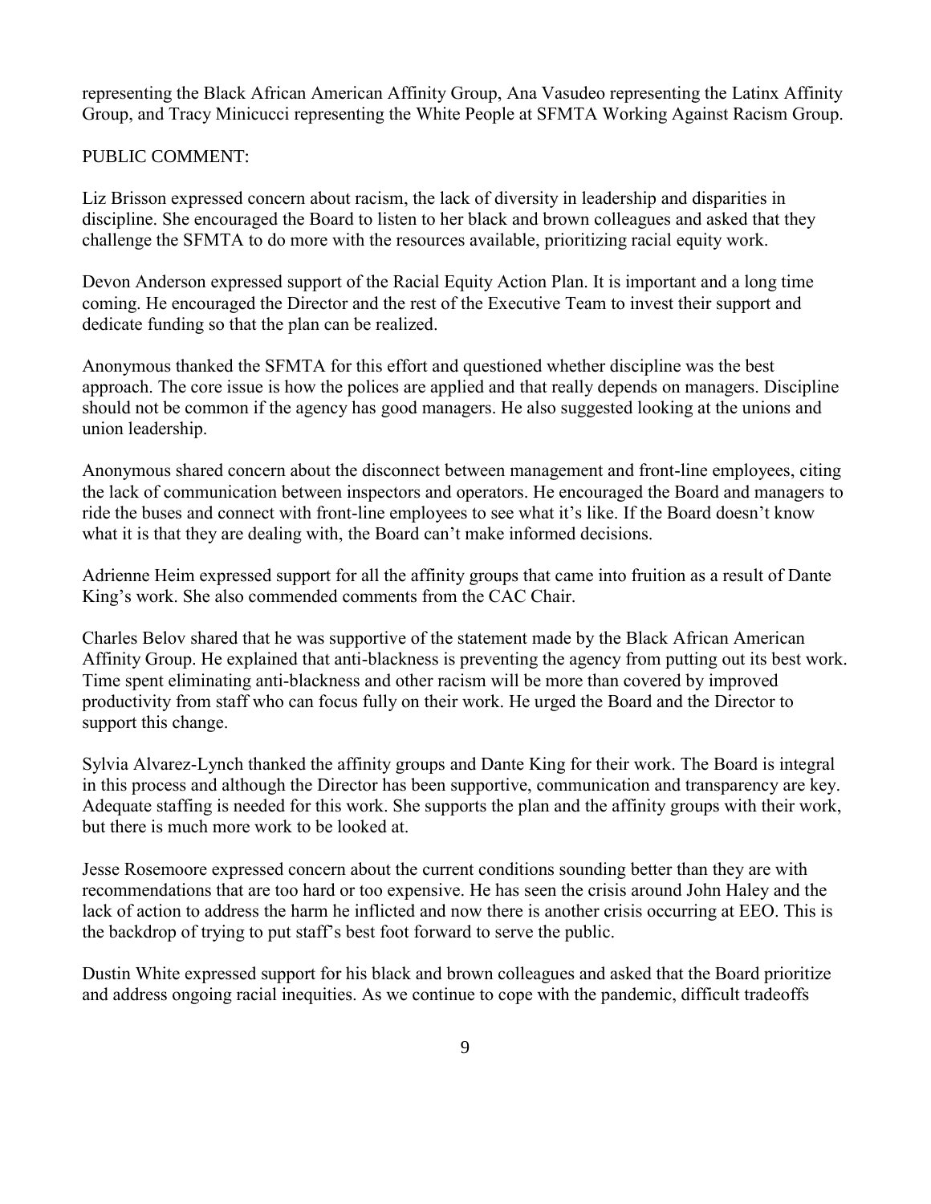representing the Black African American Affinity Group, Ana Vasudeo representing the Latinx Affinity Group, and Tracy Minicucci representing the White People at SFMTA Working Against Racism Group.

PUBLIC COMMENT:

Liz Brisson expressed concern about racism, the lack of diversity in leadership and disparities in discipline. She encouraged the Board to listen to her black and brown colleagues and asked that they challenge the SFMTA to do more with the resources available, prioritizing racial equity work.

Devon Anderson expressed support of the Racial Equity Action Plan. It is important and a long time coming. He encouraged the Director and the rest of the Executive Team to invest their support and dedicate funding so that the plan can be realized.

Anonymous thanked the SFMTA for this effort and questioned whether discipline was the best approach. The core issue is how the polices are applied and that really depends on managers. Discipline should not be common if the agency has good managers. He also suggested looking at the unions and union leadership.

Anonymous shared concern about the disconnect between management and front-line employees, citing the lack of communication between inspectors and operators. He encouraged the Board and managers to ride the buses and connect with front-line employees to see what it's like. If the Board doesn't know what it is that they are dealing with, the Board can't make informed decisions.

Adrienne Heim expressed support for all the affinity groups that came into fruition as a result of Dante King's work. She also commended comments from the CAC Chair.

Charles Belov shared that he was supportive of the statement made by the Black African American Affinity Group. He explained that anti-blackness is preventing the agency from putting out its best work. Time spent eliminating anti-blackness and other racism will be more than covered by improved productivity from staff who can focus fully on their work. He urged the Board and the Director to support this change.

Sylvia Alvarez-Lynch thanked the affinity groups and Dante King for their work. The Board is integral in this process and although the Director has been supportive, communication and transparency are key. Adequate staffing is needed for this work. She supports the plan and the affinity groups with their work, but there is much more work to be looked at.

Jesse Rosemoore expressed concern about the current conditions sounding better than they are with recommendations that are too hard or too expensive. He has seen the crisis around John Haley and the lack of action to address the harm he inflicted and now there is another crisis occurring at EEO. This is the backdrop of trying to put staff's best foot forward to serve the public.

Dustin White expressed support for his black and brown colleagues and asked that the Board prioritize and address ongoing racial inequities. As we continue to cope with the pandemic, difficult tradeoffs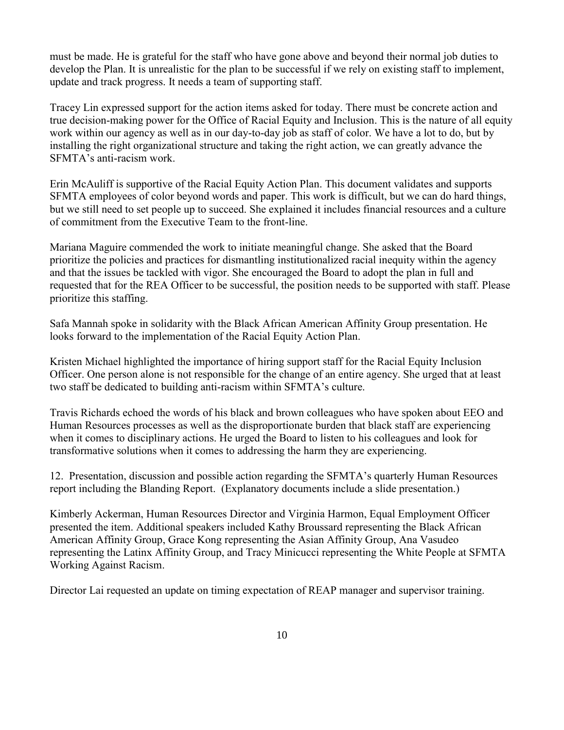must be made. He is grateful for the staff who have gone above and beyond their normal job duties to develop the Plan. It is unrealistic for the plan to be successful if we rely on existing staff to implement, update and track progress. It needs a team of supporting staff.

Tracey Lin expressed support for the action items asked for today. There must be concrete action and true decision-making power for the Office of Racial Equity and Inclusion. This is the nature of all equity work within our agency as well as in our day-to-day job as staff of color. We have a lot to do, but by installing the right organizational structure and taking the right action, we can greatly advance the SFMTA's anti-racism work.

Erin McAuliff is supportive of the Racial Equity Action Plan. This document validates and supports SFMTA employees of color beyond words and paper. This work is difficult, but we can do hard things, but we still need to set people up to succeed. She explained it includes financial resources and a culture of commitment from the Executive Team to the front-line.

Mariana Maguire commended the work to initiate meaningful change. She asked that the Board prioritize the policies and practices for dismantling institutionalized racial inequity within the agency and that the issues be tackled with vigor. She encouraged the Board to adopt the plan in full and requested that for the REA Officer to be successful, the position needs to be supported with staff. Please prioritize this staffing.

Safa Mannah spoke in solidarity with the Black African American Affinity Group presentation. He looks forward to the implementation of the Racial Equity Action Plan.

Kristen Michael highlighted the importance of hiring support staff for the Racial Equity Inclusion Officer. One person alone is not responsible for the change of an entire agency. She urged that at least two staff be dedicated to building anti-racism within SFMTA's culture.

Travis Richards echoed the words of his black and brown colleagues who have spoken about EEO and Human Resources processes as well as the disproportionate burden that black staff are experiencing when it comes to disciplinary actions. He urged the Board to listen to his colleagues and look for transformative solutions when it comes to addressing the harm they are experiencing.

12. Presentation, discussion and possible action regarding the SFMTA's quarterly Human Resources report including the Blanding Report. (Explanatory documents include a slide presentation.)

Kimberly Ackerman, Human Resources Director and Virginia Harmon, Equal Employment Officer presented the item. Additional speakers included Kathy Broussard representing the Black African American Affinity Group, Grace Kong representing the Asian Affinity Group, Ana Vasudeo representing the Latinx Affinity Group, and Tracy Minicucci representing the White People at SFMTA Working Against Racism.

Director Lai requested an update on timing expectation of REAP manager and supervisor training.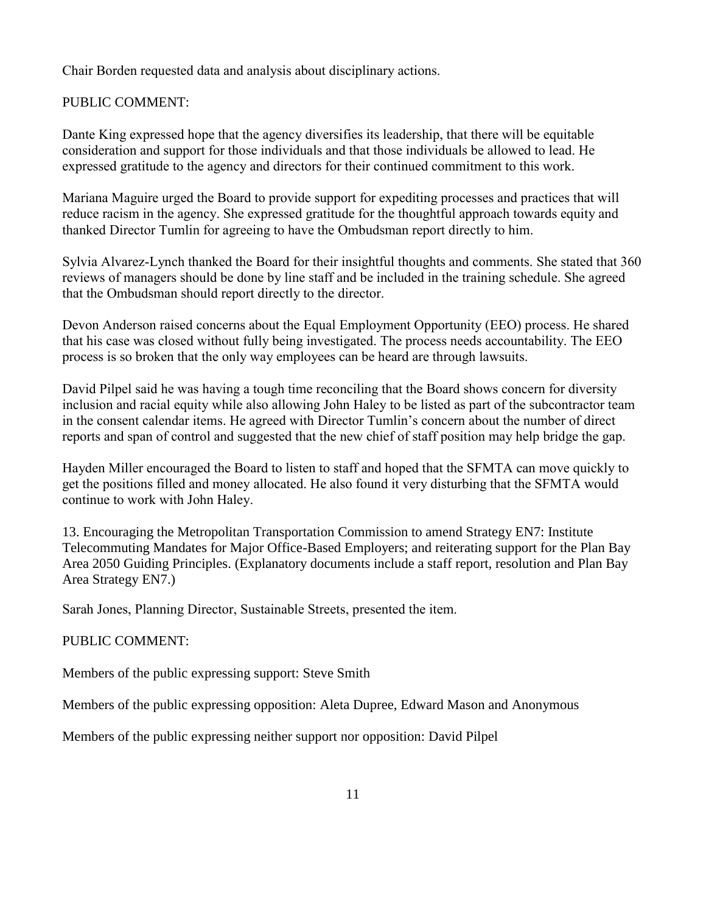Chair Borden requested data and analysis about disciplinary actions.

PUBLIC COMMENT:

Dante King expressed hope that the agency diversifies its leadership, that there will be equitable consideration and support for those individuals and that those individuals be allowed to lead. He expressed gratitude to the agency and directors for their continued commitment to this work.

Mariana Maguire urged the Board to provide support for expediting processes and practices that will reduce racism in the agency. She expressed gratitude for the thoughtful approach towards equity and thanked Director Tumlin for agreeing to have the Ombudsman report directly to him.

Sylvia Alvarez-Lynch thanked the Board for their insightful thoughts and comments. She stated that 360 reviews of managers should be done by line staff and be included in the training schedule. She agreed that the Ombudsman should report directly to the director.

Devon Anderson raised concerns about the Equal Employment Opportunity (EEO) process. He shared that his case was closed without fully being investigated. The process needs accountability. The EEO process is so broken that the only way employees can be heard are through lawsuits.

David Pilpel said he was having a tough time reconciling that the Board shows concern for diversity inclusion and racial equity while also allowing John Haley to be listed as part of the subcontractor team in the consent calendar items. He agreed with Director Tumlin's concern about the number of direct reports and span of control and suggested that the new chief of staff position may help bridge the gap.

Hayden Miller encouraged the Board to listen to staff and hoped that the SFMTA can move quickly to get the positions filled and money allocated. He also found it very disturbing that the SFMTA would continue to work with John Haley.

13. Encouraging the Metropolitan Transportation Commission to amend Strategy EN7: Institute Telecommuting Mandates for Major Office-Based Employers; and reiterating support for the Plan Bay Area 2050 Guiding Principles. (Explanatory documents include a staff report, resolution and Plan Bay Area Strategy EN7.)

Sarah Jones, Planning Director, Sustainable Streets, presented the item.

PUBLIC COMMENT:

Members of the public expressing support: Steve Smith

Members of the public expressing opposition: Aleta Dupree, Edward Mason and Anonymous

Members of the public expressing neither support nor opposition: David Pilpel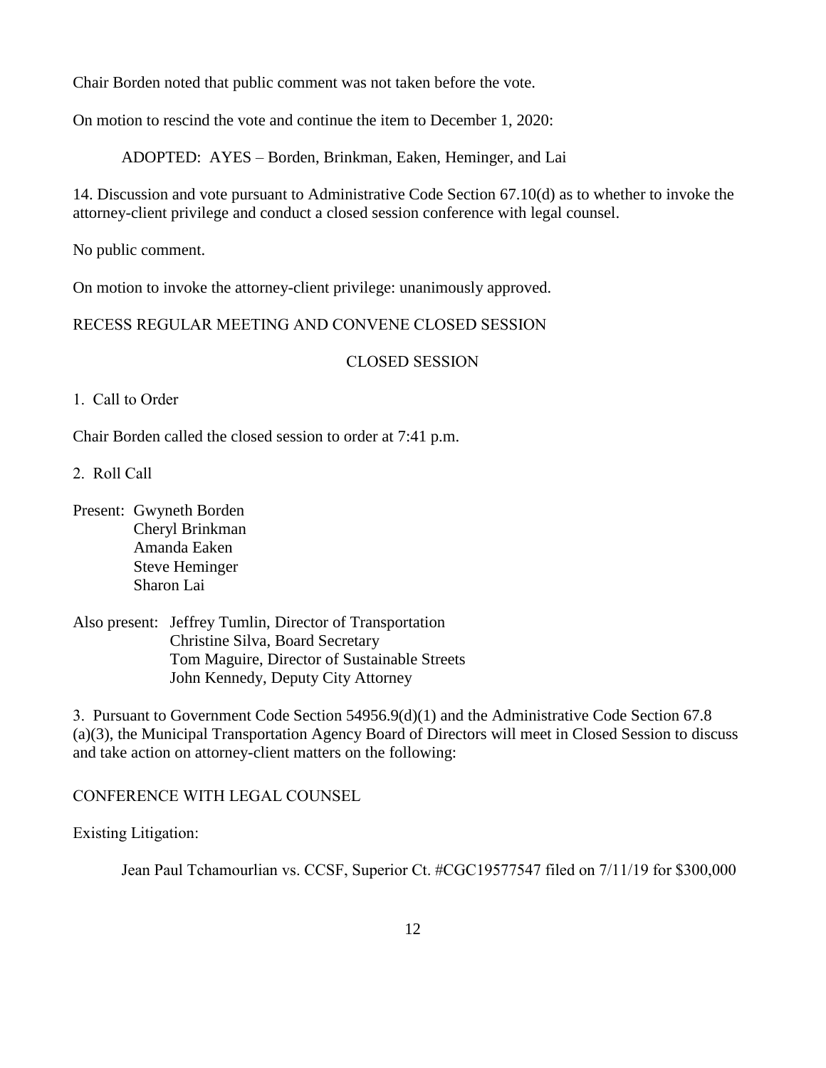Chair Borden noted that public comment was not taken before the vote.

On motion to rescind the vote and continue the item to December 1, 2020:

ADOPTED: AYES – Borden, Brinkman, Eaken, Heminger, and Lai

14. Discussion and vote pursuant to Administrative Code Section 67.10(d) as to whether to invoke the attorney-client privilege and conduct a closed session conference with legal counsel.

No public comment.

On motion to invoke the attorney-client privilege: unanimously approved.

RECESS REGULAR MEETING AND CONVENE CLOSED SESSION

CLOSED SESSION

1. Call to Order

Chair Borden called the closed session to order at 7:41 p.m.

2. Roll Call

Present: Gwyneth Borden
Cheryl Brinkman
Amanda Eaken
Steve Heminger
Sharon Lai

Also present: Jeffrey Tumlin, Director of Transportation
Christine Silva, Board Secretary
Tom Maguire, Director of Sustainable Streets
John Kennedy, Deputy City Attorney

3. Pursuant to Government Code Section 54956.9(d)(1) and the Administrative Code Section 67.8 (a)(3), the Municipal Transportation Agency Board of Directors will meet in Closed Session to discuss and take action on attorney-client matters on the following:

CONFERENCE WITH LEGAL COUNSEL

Existing Litigation:

Jean Paul Tchamourlian vs. CCSF, Superior Ct. #CGC19577547 filed on 7/11/19 for $300,000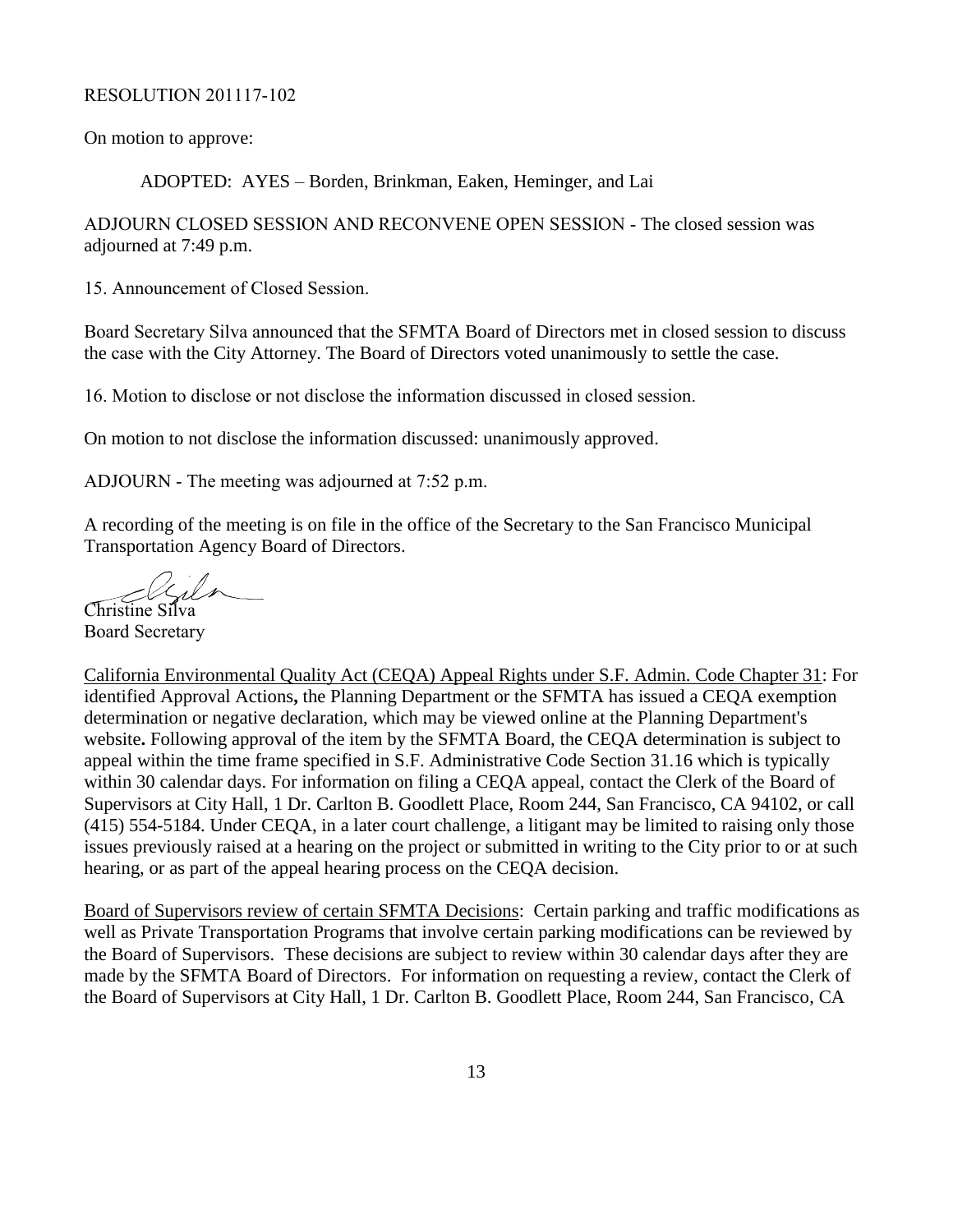RESOLUTION 201117-102

On motion to approve:

ADOPTED: AYES – Borden, Brinkman, Eaken, Heminger, and Lai

ADJOURN CLOSED SESSION AND RECONVENE OPEN SESSION - The closed session was adjourned at 7:49 p.m.

15. Announcement of Closed Session.

Board Secretary Silva announced that the SFMTA Board of Directors met in closed session to discuss the case with the City Attorney. The Board of Directors voted unanimously to settle the case.

16. Motion to disclose or not disclose the information discussed in closed session.

On motion to not disclose the information discussed: unanimously approved.

ADJOURN - The meeting was adjourned at 7:52 p.m.

A recording of the meeting is on file in the office of the Secretary to the San Francisco Municipal Transportation Agency Board of Directors.

Christine Silva
Board Secretary

California Environmental Quality Act (CEQA) Appeal Rights under S.F. Admin. Code Chapter 31: For identified Approval Actions**,** the Planning Department or the SFMTA has issued a CEQA exemption determination or negative declaration, which may be viewed online at the Planning Department's website**.** Following approval of the item by the SFMTA Board, the CEQA determination is subject to appeal within the time frame specified in S.F. Administrative Code Section 31.16 which is typically within 30 calendar days. For information on filing a CEQA appeal, contact the Clerk of the Board of Supervisors at City Hall, 1 Dr. Carlton B. Goodlett Place, Room 244, San Francisco, CA 94102, or call (415) 554-5184. Under CEQA, in a later court challenge, a litigant may be limited to raising only those issues previously raised at a hearing on the project or submitted in writing to the City prior to or at such hearing, or as part of the appeal hearing process on the CEQA decision.

Board of Supervisors review of certain SFMTA Decisions: Certain parking and traffic modifications as well as Private Transportation Programs that involve certain parking modifications can be reviewed by the Board of Supervisors. These decisions are subject to review within 30 calendar days after they are made by the SFMTA Board of Directors. For information on requesting a review, contact the Clerk of the Board of Supervisors at City Hall, 1 Dr. Carlton B. Goodlett Place, Room 244, San Francisco, CA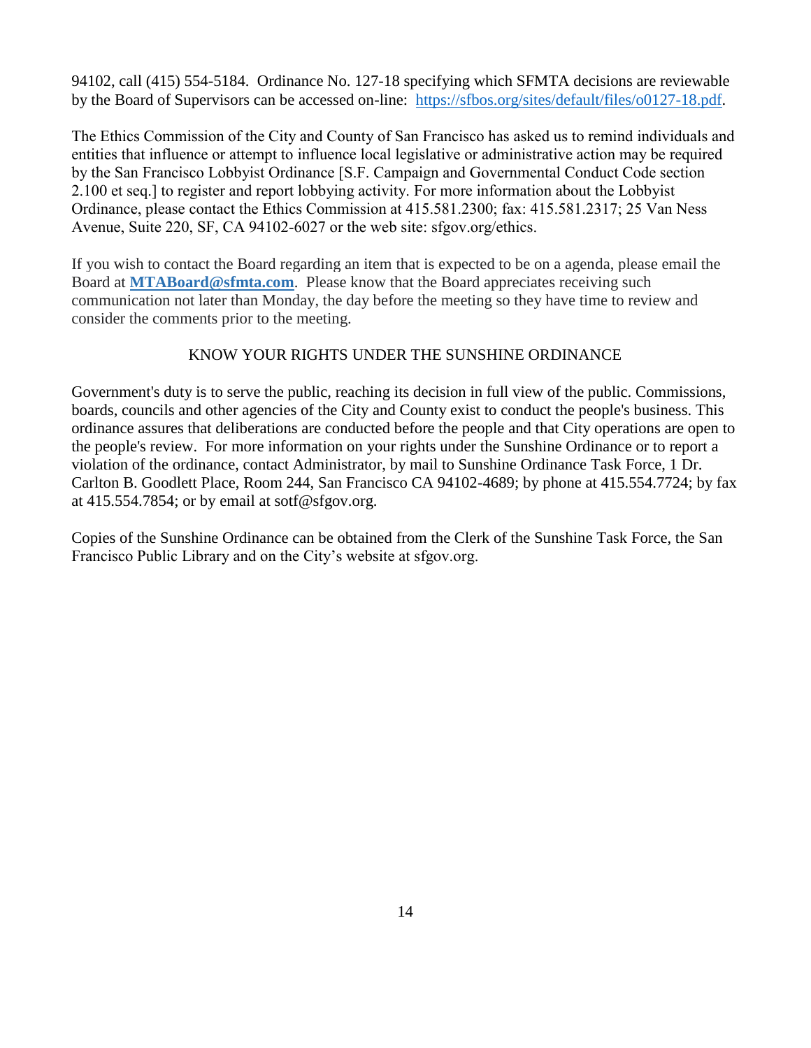94102, call (415) 554-5184. Ordinance No. 127-18 specifying which SFMTA decisions are reviewable by the Board of Supervisors can be accessed on-line: [https://sfbos.org/sites/default/files/o0127-18.pdf](https://sfbos.org/sites/default/files/o0127-18.pdf).

The Ethics Commission of the City and County of San Francisco has asked us to remind individuals and entities that influence or attempt to influence local legislative or administrative action may be required by the San Francisco Lobbyist Ordinance [S.F. Campaign and Governmental Conduct Code section 2.100 et seq.] to register and report lobbying activity. For more information about the Lobbyist Ordinance, please contact the Ethics Commission at 415.581.2300; fax: 415.581.2317; 25 Van Ness Avenue, Suite 220, SF, CA 94102-6027 or the web site: sfgov.org/ethics.

If you wish to contact the Board regarding an item that is expected to be on a agenda, please email the Board at **MTABoard@sfmta.com**. Please know that the Board appreciates receiving such communication not later than Monday, the day before the meeting so they have time to review and consider the comments prior to the meeting.

KNOW YOUR RIGHTS UNDER THE SUNSHINE ORDINANCE

Government's duty is to serve the public, reaching its decision in full view of the public. Commissions, boards, councils and other agencies of the City and County exist to conduct the people's business. This ordinance assures that deliberations are conducted before the people and that City operations are open to the people's review. For more information on your rights under the Sunshine Ordinance or to report a violation of the ordinance, contact Administrator, by mail to Sunshine Ordinance Task Force, 1 Dr. Carlton B. Goodlett Place, Room 244, San Francisco CA 94102-4689; by phone at 415.554.7724; by fax at 415.554.7854; or by email at sotf@sfgov.org.

Copies of the Sunshine Ordinance can be obtained from the Clerk of the Sunshine Task Force, the San Francisco Public Library and on the City's website at sfgov.org.